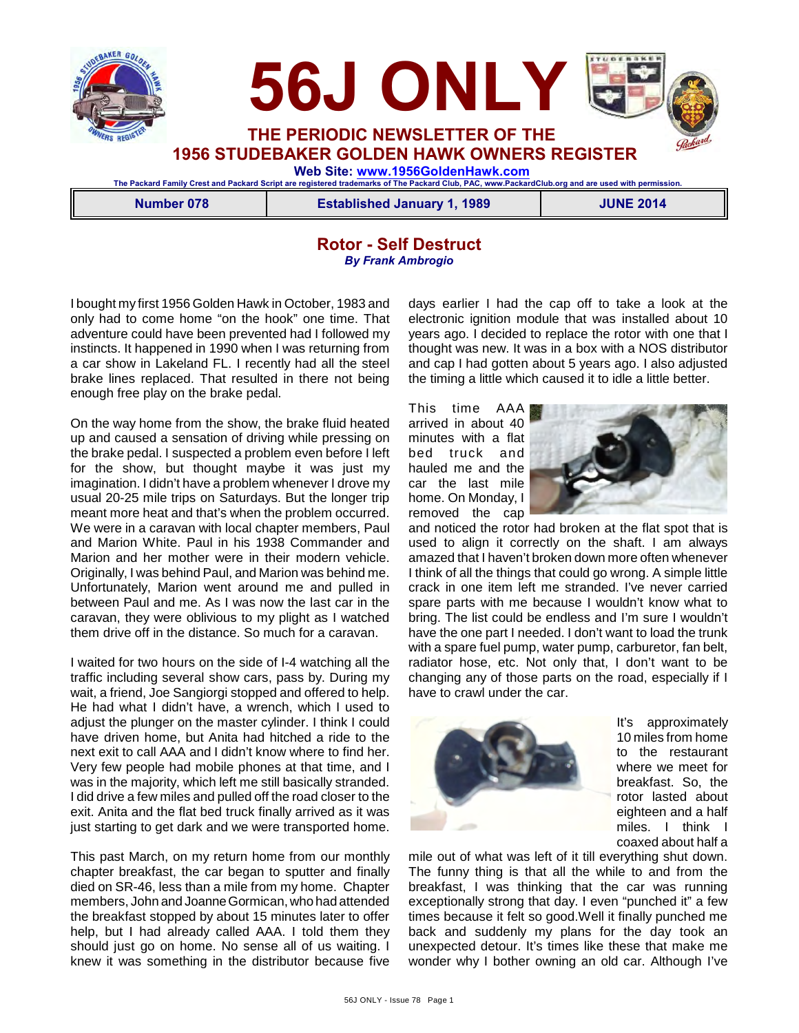# 56J ONLY

## THE PERIODIC NEWSLETTER OF THE 1956 STUDEBAKER GOLDEN HAWK OWNERS REGISTER

**Web Site: www.1956GoldenHawk.com**

The Packard Family Crest and Packard Script are registered trademarks of The Packard Club, PAC, www.PackardClub.org and are used with permission.

| Number 078 | Established January 1, 1989 | JUNE 2014 |
|---|---|---|

## Rotor - Self Destruct

*By Frank Ambrogio*

I bought my first 1956 Golden Hawk in October, 1983 and only had to come home "on the hook" one time. That adventure could have been prevented had I followed my instincts. It happened in 1990 when I was returning from a car show in Lakeland FL. I recently had all the steel brake lines replaced. That resulted in there not being enough free play on the brake pedal.

On the way home from the show, the brake fluid heated up and caused a sensation of driving while pressing on the brake pedal. I suspected a problem even before I left for the show, but thought maybe it was just my imagination. I didn't have a problem whenever I drove my usual 20-25 mile trips on Saturdays. But the longer trip meant more heat and that's when the problem occurred. We were in a caravan with local chapter members, Paul and Marion White. Paul in his 1938 Commander and Marion and her mother were in their modern vehicle. Originally, I was behind Paul, and Marion was behind me. Unfortunately, Marion went around me and pulled in between Paul and me. As I was now the last car in the caravan, they were oblivious to my plight as I watched them drive off in the distance. So much for a caravan.

I waited for two hours on the side of I-4 watching all the traffic including several show cars, pass by. During my wait, a friend, Joe Sangiorgi stopped and offered to help. He had what I didn't have, a wrench, which I used to adjust the plunger on the master cylinder. I think I could have driven home, but Anita had hitched a ride to the next exit to call AAA and I didn't know where to find her. Very few people had mobile phones at that time, and I was in the majority, which left me still basically stranded. I did drive a few miles and pulled off the road closer to the exit. Anita and the flat bed truck finally arrived as it was just starting to get dark and we were transported home.

This past March, on my return home from our monthly chapter breakfast, the car began to sputter and finally died on SR-46, less than a mile from my home. Chapter members, John and Joanne Gormican, who had attended the breakfast stopped by about 15 minutes later to offer help, but I had already called AAA. I told them they should just go on home. No sense all of us waiting. I knew it was something in the distributor because five days earlier I had the cap off to take a look at the electronic ignition module that was installed about 10 years ago. I decided to replace the rotor with one that I thought was new. It was in a box with a NOS distributor and cap I had gotten about 5 years ago. I also adjusted the timing a little which caused it to idle a little better.

This time AAA arrived in about 40 minutes with a flat bed truck and hauled me and the car the last mile home. On Monday, I removed the cap and noticed the rotor had broken at the flat spot that is used to align it correctly on the shaft. I am always amazed that I haven't broken down more often whenever I think of all the things that could go wrong. A simple little crack in one item left me stranded. I've never carried spare parts with me because I wouldn't know what to bring. The list could be endless and I'm sure I wouldn't have the one part I needed. I don't want to load the trunk with a spare fuel pump, water pump, carburetor, fan belt, radiator hose, etc. Not only that, I don't want to be changing any of those parts on the road, especially if I have to crawl under the car.

It's approximately 10 miles from home to the restaurant where we meet for breakfast. So, the rotor lasted about eighteen and a half miles. I think I coaxed about half a mile out of what was left of it till everything shut down. The funny thing is that all the while to and from the breakfast, I was thinking that the car was running exceptionally strong that day. I even "punched it" a few times because it felt so good.Well it finally punched me back and suddenly my plans for the day took an unexpected detour. It's times like these that make me wonder why I bother owning an old car. Although I've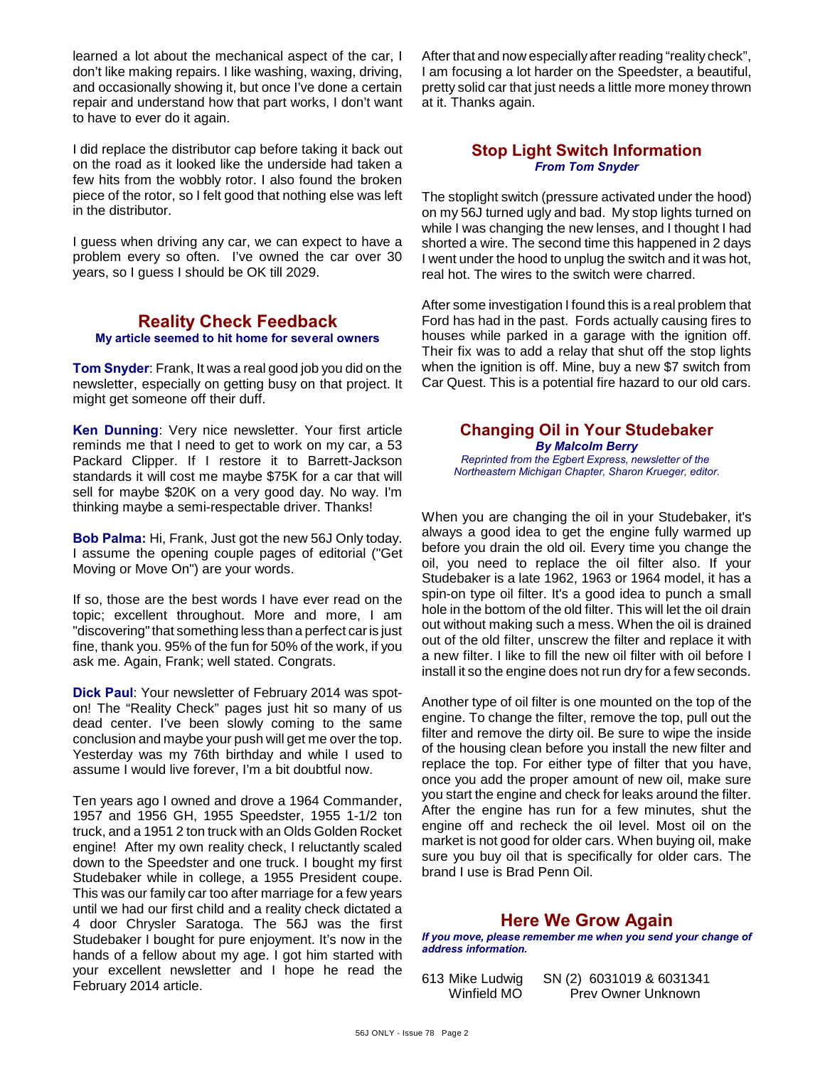learned a lot about the mechanical aspect of the car, I don't like making repairs. I like washing, waxing, driving, and occasionally showing it, but once I've done a certain repair and understand how that part works, I don't want to have to ever do it again.

I did replace the distributor cap before taking it back out on the road as it looked like the underside had taken a few hits from the wobbly rotor. I also found the broken piece of the rotor, so I felt good that nothing else was left in the distributor.

I guess when driving any car, we can expect to have a problem every so often. I've owned the car over 30 years, so I guess I should be OK till 2029.

## Reality Check Feedback

**My article seemed to hit home for several owners**

**Tom Snyder**: Frank, It was a real good job you did on the newsletter, especially on getting busy on that project. It might get someone off their duff.

**Ken Dunning**: Very nice newsletter. Your first article reminds me that I need to get to work on my car, a 53 Packard Clipper. If I restore it to Barrett-Jackson standards it will cost me maybe $75K for a car that will sell for maybe $20K on a very good day. No way. I'm thinking maybe a semi-respectable driver. Thanks!

**Bob Palma:** Hi, Frank, Just got the new 56J Only today. I assume the opening couple pages of editorial ("Get Moving or Move On") are your words.

If so, those are the best words I have ever read on the topic; excellent throughout. More and more, I am "discovering" that something less than a perfect car is just fine, thank you. 95% of the fun for 50% of the work, if you ask me. Again, Frank; well stated. Congrats.

**Dick Paul**: Your newsletter of February 2014 was spot-on! The "Reality Check" pages just hit so many of us dead center. I've been slowly coming to the same conclusion and maybe your push will get me over the top. Yesterday was my 76th birthday and while I used to assume I would live forever, I'm a bit doubtful now.

Ten years ago I owned and drove a 1964 Commander, 1957 and 1956 GH, 1955 Speedster, 1955 1-1/2 ton truck, and a 1951 2 ton truck with an Olds Golden Rocket engine! After my own reality check, I reluctantly scaled down to the Speedster and one truck. I bought my first Studebaker while in college, a 1955 President coupe. This was our family car too after marriage for a few years until we had our first child and a reality check dictated a 4 door Chrysler Saratoga. The 56J was the first Studebaker I bought for pure enjoyment. It's now in the hands of a fellow about my age. I got him started with your excellent newsletter and I hope he read the February 2014 article.

After that and now especially after reading "reality check", I am focusing a lot harder on the Speedster, a beautiful, pretty solid car that just needs a little more money thrown at it. Thanks again.

## Stop Light Switch Information

***From Tom Snyder***

The stoplight switch (pressure activated under the hood) on my 56J turned ugly and bad. My stop lights turned on while I was changing the new lenses, and I thought I had shorted a wire. The second time this happened in 2 days I went under the hood to unplug the switch and it was hot, real hot. The wires to the switch were charred.

After some investigation I found this is a real problem that Ford has had in the past. Fords actually causing fires to houses while parked in a garage with the ignition off. Their fix was to add a relay that shut off the stop lights when the ignition is off. Mine, buy a new $7 switch from Car Quest. This is a potential fire hazard to our old cars.

## Changing Oil in Your Studebaker

***By Malcolm Berry***

*Reprinted from the Egbert Express, newsletter of the Northeastern Michigan Chapter, Sharon Krueger, editor.*

When you are changing the oil in your Studebaker, it's always a good idea to get the engine fully warmed up before you drain the old oil. Every time you change the oil, you need to replace the oil filter also. If your Studebaker is a late 1962, 1963 or 1964 model, it has a spin-on type oil filter. It's a good idea to punch a small hole in the bottom of the old filter. This will let the oil drain out without making such a mess. When the oil is drained out of the old filter, unscrew the filter and replace it with a new filter. I like to fill the new oil filter with oil before I install it so the engine does not run dry for a few seconds.

Another type of oil filter is one mounted on the top of the engine. To change the filter, remove the top, pull out the filter and remove the dirty oil. Be sure to wipe the inside of the housing clean before you install the new filter and replace the top. For either type of filter that you have, once you add the proper amount of new oil, make sure you start the engine and check for leaks around the filter. After the engine has run for a few minutes, shut the engine off and recheck the oil level. Most oil on the market is not good for older cars. When buying oil, make sure you buy oil that is specifically for older cars. The brand I use is Brad Penn Oil.

## Here We Grow Again

***If you move, please remember me when you send your change of address information.***

| | |
|---|---|
| 613 Mike Ludwig<br>Winfield MO | SN (2) 6031019 & 6031341<br>Prev Owner Unknown |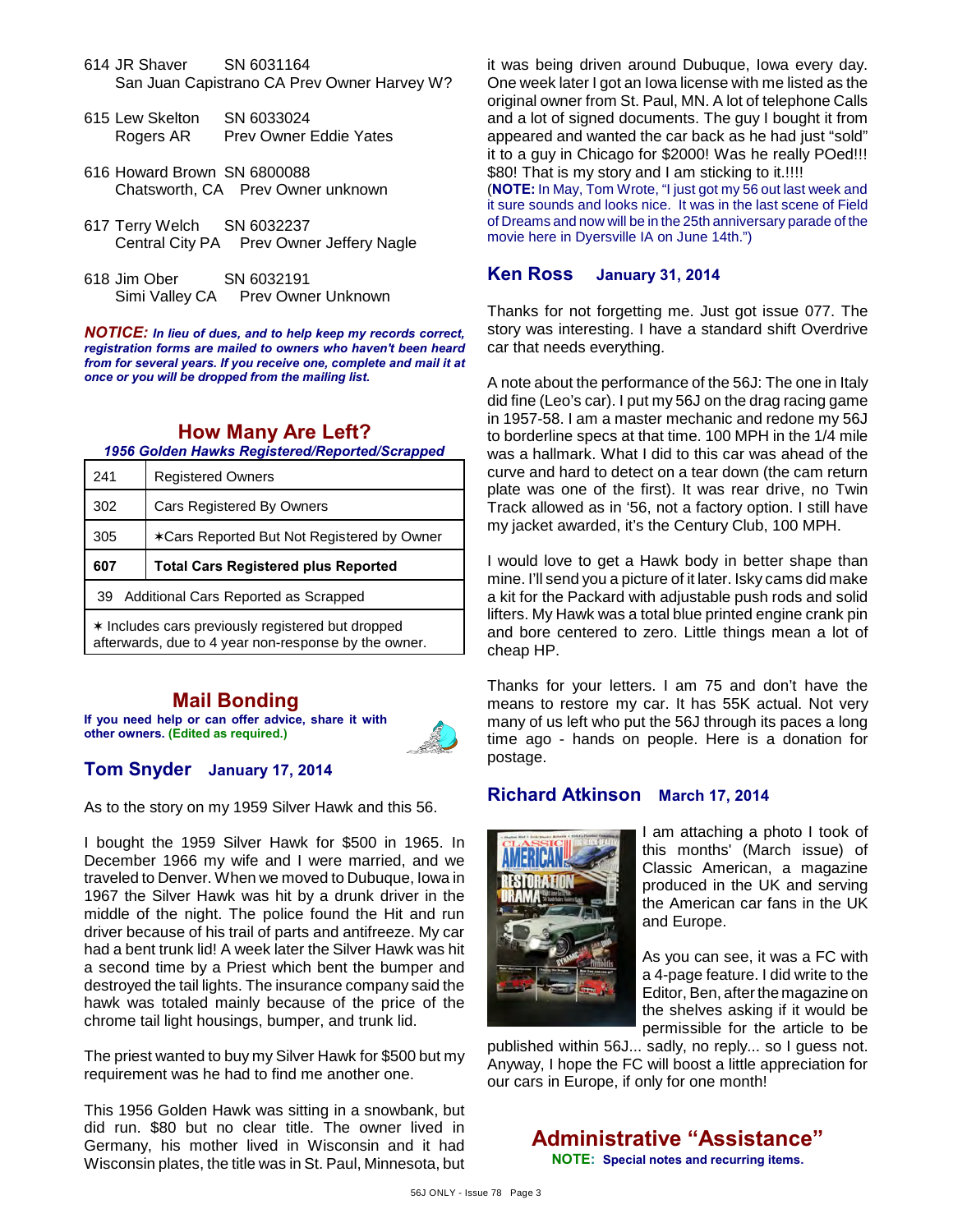614 JR Shaver SN 6031164
San Juan Capistrano CA Prev Owner Harvey W?

615 Lew Skelton SN 6033024
Rogers AR Prev Owner Eddie Yates

616 Howard Brown SN 6800088
Chatsworth, CA Prev Owner unknown

617 Terry Welch SN 6032237
Central City PA Prev Owner Jeffery Nagle

618 Jim Ober SN 6032191
Simi Valley CA Prev Owner Unknown

***NOTICE:*** ***In lieu of dues, and to help keep my records correct, registration forms are mailed to owners who haven't been heard from for several years. If you receive one, complete and mail it at once or you will be dropped from the mailing list.***

## How Many Are Left?

***1956 Golden Hawks Registered/Reported/Scrapped***

| | |
|---|---|
| 241 | Registered Owners |
| 302 | Cars Registered By Owners |
| 305 | ✶Cars Reported But Not Registered by Owner |
| **607** | **Total Cars Registered plus Reported** |
| 39 Additional Cars Reported as Scrapped | |
| ✶ Includes cars previously registered but dropped afterwards, due to 4 year non-response by the owner. | |

## Mail Bonding

**If you need help or can offer advice, share it with other owners. (Edited as required.)**

### Tom Snyder January 17, 2014

As to the story on my 1959 Silver Hawk and this 56.

I bought the 1959 Silver Hawk for $500 in 1965. In December 1966 my wife and I were married, and we traveled to Denver. When we moved to Dubuque, Iowa in 1967 the Silver Hawk was hit by a drunk driver in the middle of the night. The police found the Hit and run driver because of his trail of parts and antifreeze. My car had a bent trunk lid! A week later the Silver Hawk was hit a second time by a Priest which bent the bumper and destroyed the tail lights. The insurance company said the hawk was totaled mainly because of the price of the chrome tail light housings, bumper, and trunk lid.

The priest wanted to buy my Silver Hawk for $500 but my requirement was he had to find me another one.

This 1956 Golden Hawk was sitting in a snowbank, but did run. $80 but no clear title. The owner lived in Germany, his mother lived in Wisconsin and it had Wisconsin plates, the title was in St. Paul, Minnesota, but it was being driven around Dubuque, Iowa every day. One week later I got an Iowa license with me listed as the original owner from St. Paul, MN. A lot of telephone Calls and a lot of signed documents. The guy I bought it from appeared and wanted the car back as he had just "sold" it to a guy in Chicago for $2000! Was he really POed!!! $80! That is my story and I am sticking to it.!!!!

(**NOTE:** In May, Tom Wrote, "I just got my 56 out last week and it sure sounds and looks nice. It was in the last scene of Field of Dreams and now will be in the 25th anniversary parade of the movie here in Dyersville IA on June 14th.")

### Ken Ross January 31, 2014

Thanks for not forgetting me. Just got issue 077. The story was interesting. I have a standard shift Overdrive car that needs everything.

A note about the performance of the 56J: The one in Italy did fine (Leo's car). I put my 56J on the drag racing game in 1957-58. I am a master mechanic and redone my 56J to borderline specs at that time. 100 MPH in the 1/4 mile was a hallmark. What I did to this car was ahead of the curve and hard to detect on a tear down (the cam return plate was one of the first). It was rear drive, no Twin Track allowed as in '56, not a factory option. I still have my jacket awarded, it's the Century Club, 100 MPH.

I would love to get a Hawk body in better shape than mine. I'll send you a picture of it later. Isky cams did make a kit for the Packard with adjustable push rods and solid lifters. My Hawk was a total blue printed engine crank pin and bore centered to zero. Little things mean a lot of cheap HP.

Thanks for your letters. I am 75 and don't have the means to restore my car. It has 55K actual. Not very many of us left who put the 56J through its paces a long time ago - hands on people. Here is a donation for postage.

### Richard Atkinson March 17, 2014

I am attaching a photo I took of this months' (March issue) of Classic American, a magazine produced in the UK and serving the American car fans in the UK and Europe.

As you can see, it was a FC with a 4-page feature. I did write to the Editor, Ben, after the magazine on the shelves asking if it would be permissible for the article to be published within 56J... sadly, no reply... so I guess not. Anyway, I hope the FC will boost a little appreciation for our cars in Europe, if only for one month!

## Administrative "Assistance"

**NOTE: Special notes and recurring items.**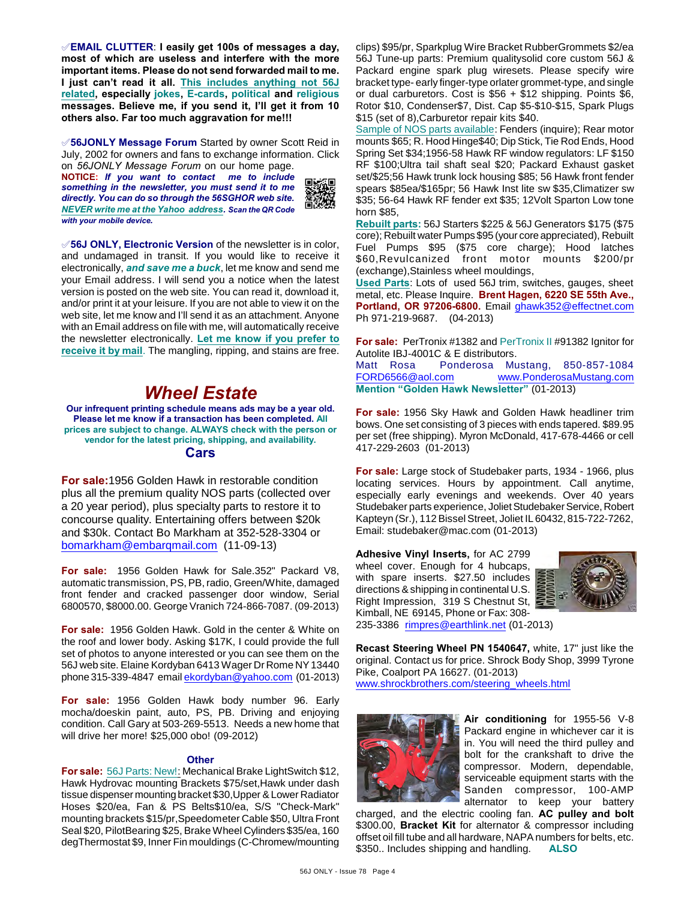✅**EMAIL CLUTTER**: **I easily get 100s of messages a day, most of which are useless and interfere with the more important items. Please do not send forwarded mail to me. I just can't read it all. This includes anything not 56J related, especially jokes, E-cards, political and religious messages. Believe me, if you send it, I'll get it from 10 others also. Far too much aggravation for me!!!**

✅**56JONLY Message Forum** Started by owner Scott Reid in July, 2002 for owners and fans to exchange information. Click on *56JONLY Message Forum* on our home page.

**NOTICE:** ***If you want to contact me to include something in the newsletter, you must send it to me directly. You can do so through the 56SGHOR web site. NEVER write me at the Yahoo address. Scan the QR Code with your mobile device.***

✅**56J ONLY, Electronic Version** of the newsletter is in color, and undamaged in transit. If you would like to receive it electronically, ***and save me a buck***, let me know and send me your Email address. I will send you a notice when the latest version is posted on the web site. You can read it, download it, and/or print it at your leisure. If you are not able to view it on the web site, let me know and I'll send it as an attachment. Anyone with an Email address on file with me, will automatically receive the newsletter electronically. **Let me know if you prefer to receive it by mail**. The mangling, ripping, and stains are free.

# *Wheel Estate*

**Our infrequent printing schedule means ads may be a year old. Please let me know if a transaction has been completed. All prices are subject to change. ALWAYS check with the person or vendor for the latest pricing, shipping, and availability.**

## Cars

**For sale:** 1956 Golden Hawk in restorable condition plus all the premium quality NOS parts (collected over a 20 year period), plus specialty parts to restore it to concourse quality. Entertaining offers between $20k and $30k. Contact Bo Markham at 352-528-3304 or bomarkham@embarqmail.com (11-09-13)

**For sale:** 1956 Golden Hawk for Sale.352" Packard V8, automatic transmission, PS, PB, radio, Green/White, damaged front fender and cracked passenger door window, Serial 6800570, $8000.00. George Vranich 724-866-7087. (09-2013)

**For sale:** 1956 Golden Hawk. Gold in the center & White on the roof and lower body. Asking $17K, I could provide the full set of photos to anyone interested or you can see them on the 56J web site. Elaine Kordyban 6413 Wager Dr Rome NY 13440 phone 315-339-4847 email ekordyban@yahoo.com (01-2013)

**For sale:** 1956 Golden Hawk body number 96. Early mocha/doeskin paint, auto, PS, PB. Driving and enjoying condition. Call Gary at 503-269-5513. Needs a new home that will drive her more! $25,000 obo! (09-2012)

## Other

**For sale:** 56J Parts: New!: Mechanical Brake LightSwitch $12, Hawk Hydrovac mounting Brackets $75/set, Hawk under dash tissue dispenser mounting bracket $30, Upper & Lower Radiator Hoses $20/ea, Fan & PS Belts$10/ea, S/S "Check-Mark" mounting brackets $15/pr, Speedometer Cable $50, Ultra Front Seal $20, PilotBearing $25, Brake Wheel Cylinders $35/ea, 160 degThermostat $9, Inner Fin mouldings (C-Chromew/mounting clips) $95/pr, Sparkplug Wire Bracket RubberGrommets $2/ea 56J Tune-up parts: Premium qualitysolid core custom 56J & Packard engine spark plug wiresets. Please specify wire bracket type- early finger-type orlater grommet-type, and single or dual carburetors. Cost is $56 + $12 shipping. Points $6, Rotor $10, Condenser$7, Dist. Cap $5-$10-$15, Spark Plugs $15 (set of 8), Carburetor repair kits $40.

Sample of NOS parts available: Fenders (inquire); Rear motor mounts $65; R. Hood Hinge$40; Dip Stick, Tie Rod Ends, Hood Spring Set $34;1956-58 Hawk RF window regulators: LF $150 RF $100;Ultra tail shaft seal $20; Packard Exhaust gasket set/$25;56 Hawk trunk lock housing $85; 56 Hawk front fender spears $85ea/$165pr; 56 Hawk Inst lite sw $35,Climatizer sw $35; 56-64 Hawk RF fender ext $35; 12Volt Sparton Low tone horn $85,

**Rebuilt parts:** 56J Starters $225 & 56J Generators $175 ($75 core); Rebuilt water Pumps $95 (your core appreciated), Rebuilt Fuel Pumps $95 ($75 core charge); Hood latches $60,Revulcanized front motor mounts $200/pr (exchange),Stainless wheel mouldings,

**Used Parts**: Lots of used 56J trim, switches, gauges, sheet metal, etc. Please Inquire. **Brent Hagen, 6220 SE 55th Ave., Portland, OR 97206-6800.** Email ghawk352@effectnet.com Ph 971-219-9687. (04-2013)

**For sale:** PerTronix #1382 and PerTronix II #91382 Ignitor for Autolite IBJ-4001C & E distributors.
Matt Rosa Ponderosa Mustang, 850-857-1084 FORD6566@aol.com www.PonderosaMustang.com
**Mention "Golden Hawk Newsletter"** (01-2013)

**For sale:** 1956 Sky Hawk and Golden Hawk headliner trim bows. One set consisting of 3 pieces with ends tapered. $89.95 per set (free shipping). Myron McDonald, 417-678-4466 or cell 417-229-2603 (01-2013)

**For sale:** Large stock of Studebaker parts, 1934 - 1966, plus locating services. Hours by appointment. Call anytime, especially early evenings and weekends. Over 40 years Studebaker parts experience, Joliet Studebaker Service, Robert Kapteyn (Sr.), 112 Bissel Street, Joliet IL 60432, 815-722-7262, Email: studebaker@mac.com (01-2013)

**Adhesive Vinyl Inserts,** for AC 2799 wheel cover. Enough for 4 hubcaps, with spare inserts. $27.50 includes directions & shipping in continental U.S. Right Impression, 319 S Chestnut St, Kimball, NE 69145, Phone or Fax: 308-235-3386 rimpres@earthlink.net (01-2013)

**Recast Steering Wheel PN 1540647,** white, 17" just like the original. Contact us for price. Shrock Body Shop, 3999 Tyrone Pike, Coalport PA 16627. (01-2013)
www.shrockbrothers.com/steering_wheels.html

**Air conditioning** for 1955-56 V-8 Packard engine in whichever car it is in. You will need the third pulley and bolt for the crankshaft to drive the compressor. Modern, dependable, serviceable equipment starts with the Sanden compressor, 100-AMP alternator to keep your battery charged, and the electric cooling fan. **AC pulley and bolt** $300.00, **Bracket Kit** for alternator & compressor including offset oil fill tube and all hardware, NAPA numbers for belts, etc. $350.. Includes shipping and handling. **ALSO**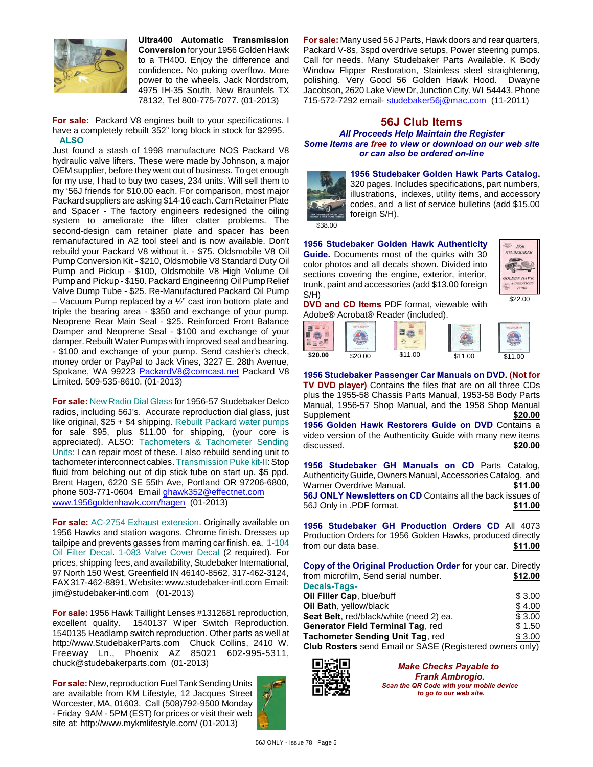**Ultra400 Automatic Transmission Conversion** for your 1956 Golden Hawk to a TH400. Enjoy the difference and confidence. No puking overflow. More power to the wheels. Jack Nordstrom, 4975 IH-35 South, New Braunfels TX 78132, Tel 800-775-7077. (01-2013)

**For sale:** Packard V8 engines built to your specifications. I have a completely rebuilt 352" long block in stock for $2995.
**ALSO**
Just found a stash of 1998 manufacture NOS Packard V8 hydraulic valve lifters. These were made by Johnson, a major OEM supplier, before they went out of business. To get enough for my use, I had to buy two cases, 234 units. Will sell them to my '56J friends for $10.00 each. For comparison, most major Packard suppliers are asking $14-16 each. Cam Retainer Plate and Spacer - The factory engineers redesigned the oiling system to ameliorate the lifter clatter problems. The second-design cam retainer plate and spacer has been remanufactured in A2 tool steel and is now available. Don't rebuild your Packard V8 without it. - $75. Oldsmobile V8 Oil Pump Conversion Kit - $210, Oldsmobile V8 Standard Duty Oil Pump and Pickup - $100, Oldsmobile V8 High Volume Oil Pump and Pickup - $150. Packard Engineering Oil Pump Relief Valve Dump Tube - $25. Re-Manufactured Packard Oil Pump – Vacuum Pump replaced by a ½" cast iron bottom plate and triple the bearing area - $350 and exchange of your pump. Neoprene Rear Main Seal - $25. Reinforced Front Balance Damper and Neoprene Seal - $100 and exchange of your damper. Rebuilt Water Pumps with improved seal and bearing. - $100 and exchange of your pump. Send cashier's check, money order or PayPal to Jack Vines, 3227 E. 28th Avenue, Spokane, WA 99223 PackardV8@comcast.net Packard V8 Limited. 509-535-8610. (01-2013)

**For sale:** New Radio Dial Glass for 1956-57 Studebaker Delco radios, including 56J's. Accurate reproduction dial glass, just like original, $25 + $4 shipping. Rebuilt Packard water pumps for sale $95, plus $11.00 for shipping, (your core is appreciated). ALSO: Tachometers & Tachometer Sending Units: I can repair most of these. I also rebuild sending unit to tachometer interconnect cables. Transmission Puke kit-II: Stop fluid from belching out of dip stick tube on start up. $5 ppd. Brent Hagen, 6220 SE 55th Ave, Portland OR 97206-6800, phone 503-771-0604 Email ghawk352@effectnet.com www.1956goldenhawk.com/hagen (01-2013)

**For sale:** AC-2754 Exhaust extension. Originally available on 1956 Hawks and station wagons. Chrome finish. Dresses up tailpipe and prevents gasses from marring car finish. ea. 1-104 Oil Filter Decal. 1-083 Valve Cover Decal (2 required). For prices, shipping fees, and availability, Studebaker International, 97 North 150 West, Greenfield IN 46140-8562, 317-462-3124, FAX 317-462-8891, Website: www.studebaker-intl.com Email: jim@studebaker-intl.com (01-2013)

**For sale:** 1956 Hawk Taillight Lenses #1312681 reproduction, excellent quality. 1540137 Wiper Switch Reproduction. 1540135 Headlamp switch reproduction. Other parts as well at http://www.StudebakerParts.com Chuck Collins, 2410 W. Freeway Ln., Phoenix AZ 85021 602-995-5311, chuck@studebakerparts.com (01-2013)

**For sale:** New, reproduction Fuel Tank Sending Units are available from KM Lifestyle, 12 Jacques Street Worcester, MA, 01603. Call (508)792-9500 Monday - Friday 9AM - 5PM (EST) for prices or visit their web site at: http://www.mykmlifestyle.com/ (01-2013)

**For sale:** Many used 56 J Parts, Hawk doors and rear quarters, Packard V-8s, 3spd overdrive setups, Power steering pumps. Call for needs. Many Studebaker Parts Available. K Body Window Flipper Restoration, Stainless steel straightening, polishing. Very Good 56 Golden Hawk Hood. Dwayne Jacobson, 2620 Lake View Dr, Junction City, WI 54443. Phone 715-572-7292 email- studebaker56j@mac.com (11-2011)

## 56J Club Items

***All Proceeds Help Maintain the Register***
***Some Items are free to view or download on our web site or can also be ordered on-line***

**1956 Studebaker Golden Hawk Parts Catalog.** 320 pages. Includes specifications, part numbers, illustrations, indexes, utility items, and accessory codes, and a list of service bulletins (add $15.00 foreign S/H).
$38.00

**1956 Studebaker Golden Hawk Authenticity Guide.** Documents most of the quirks with 30 color photos and all decals shown. Divided into sections covering the engine, exterior, interior, trunk, paint and accessories (add $13.00 foreign S/H)
$22.00

**DVD and CD Items** PDF format, viewable with Adobe® Acrobat® Reader (included).
$20.00 $20.00 $11.00 $11.00 $11.00

**1956 Studebaker Passenger Car Manuals on DVD. (Not for TV DVD player)** Contains the files that are on all three CDs plus the 1955-58 Chassis Parts Manual, 1953-58 Body Parts Manual, 1956-57 Shop Manual, and the 1958 Shop Manual Supplement **$20.00**

**1956 Golden Hawk Restorers Guide on DVD** Contains a video version of the Authenticity Guide with many new items discussed. **$20.00**

**1956 Studebaker GH Manuals on CD** Parts Catalog, Authenticity Guide, Owners Manual, Accessories Catalog, and Warner Overdrive Manual. **$11.00**

**56J ONLY Newsletters on CD** Contains all the back issues of 56J Only in .PDF format. **$11.00**

**1956 Studebaker GH Production Orders CD** All 4073 Production Orders for 1956 Golden Hawks, produced directly from our data base. **$11.00**

**Copy of the Original Production Order** for your car. Directly from microfilm, Send serial number. **$12.00**

**Decals-Tags-**

| Item | Price |
|---|---|
| **Oil Filler Cap**, blue/buff | $ 3.00 |
| **Oil Bath**, yellow/black | $ 4.00 |
| **Seat Belt**, red/black/white (need 2) ea. | $ 3.00 |
| **Generator Field Terminal Tag**, red | $ 1.50 |
| **Tachometer Sending Unit Tag**, red | $ 3.00 |

**Club Rosters** send Email or SASE (Registered owners only)

***Make Checks Payable to Frank Ambrogio.***
***Scan the QR Code with your mobile device to go to our web site.***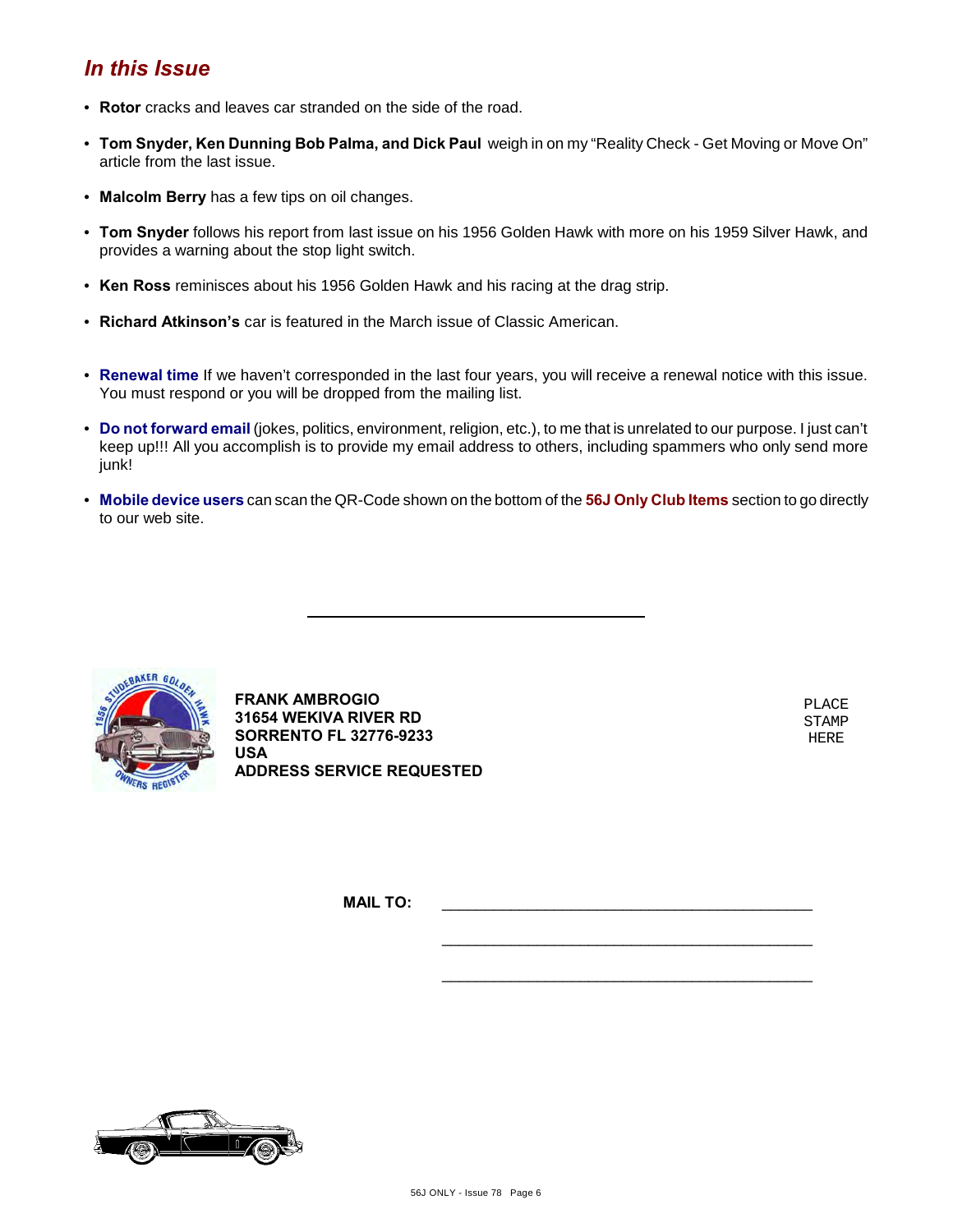## *In this Issue*

- **Rotor** cracks and leaves car stranded on the side of the road.
- **Tom Snyder, Ken Dunning Bob Palma, and Dick Paul** weigh in on my "Reality Check - Get Moving or Move On" article from the last issue.
- **Malcolm Berry** has a few tips on oil changes.
- **Tom Snyder** follows his report from last issue on his 1956 Golden Hawk with more on his 1959 Silver Hawk, and provides a warning about the stop light switch.
- **Ken Ross** reminisces about his 1956 Golden Hawk and his racing at the drag strip.
- **Richard Atkinson's** car is featured in the March issue of Classic American.
- **Renewal time** If we haven't corresponded in the last four years, you will receive a renewal notice with this issue. You must respond or you will be dropped from the mailing list.
- **Do not forward email** (jokes, politics, environment, religion, etc.), to me that is unrelated to our purpose. I just can't keep up!!! All you accomplish is to provide my email address to others, including spammers who only send more junk!
- **Mobile device users** can scan the QR-Code shown on the bottom of the **56J Only Club Items** section to go directly to our web site.

---

**FRANK AMBROGIO**
**31654 WEKIVA RIVER RD**
**SORRENTO FL 32776-9233**
**USA**
**ADDRESS SERVICE REQUESTED**

PLACE
STAMP
HERE

**MAIL TO:** ____________________________________________

____________________________________________

____________________________________________